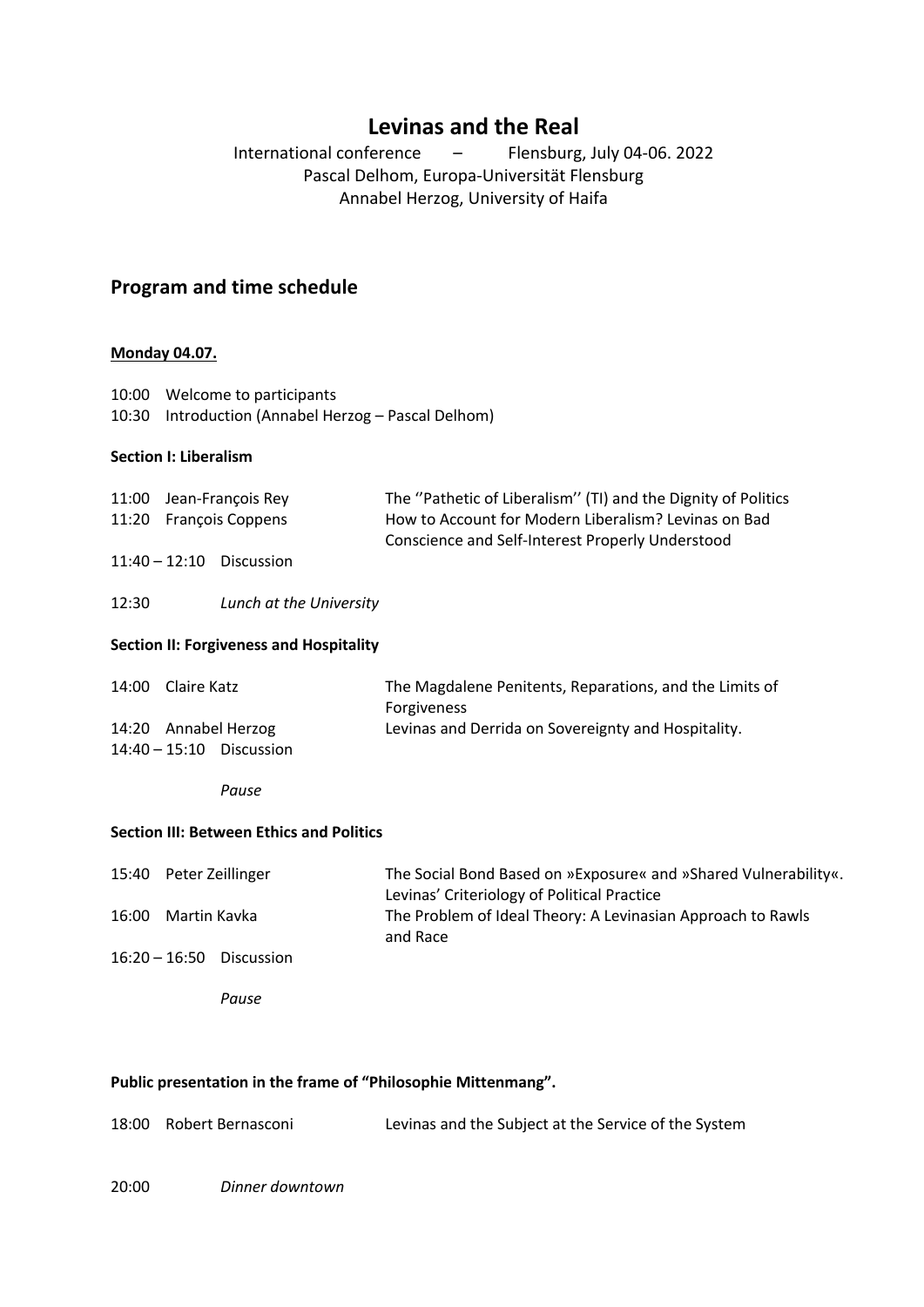# Levinas and the Real

International conference – Flensburg, July 04-06. 2022
Pascal Delhom, Europa-Universität Flensburg
Annabel Herzog, University of Haifa

## Program and time schedule

### Monday 04.07.

10:00 Welcome to participants
10:30 Introduction (Annabel Herzog – Pascal Delhom)

**Section I: Liberalism**

| | | |
|---|---|---|
| 11:00 | Jean-François Rey | The ''Pathetic of Liberalism'' (TI) and the Dignity of Politics |
| 11:20 | François Coppens | How to Account for Modern Liberalism? Levinas on Bad Conscience and Self-Interest Properly Understood |
| 11:40 – 12:10 | Discussion | |

12:30 *Lunch at the University*

**Section II: Forgiveness and Hospitality**

| | | |
|---|---|---|
| 14:00 | Claire Katz | The Magdalene Penitents, Reparations, and the Limits of Forgiveness |
| 14:20 | Annabel Herzog | Levinas and Derrida on Sovereignty and Hospitality. |
| 14:40 – 15:10 | Discussion | |

*Pause*

**Section III: Between Ethics and Politics**

| | | |
|---|---|---|
| 15:40 | Peter Zeillinger | The Social Bond Based on »Exposure« and »Shared Vulnerability«. Levinas' Criteriology of Political Practice |
| 16:00 | Martin Kavka | The Problem of Ideal Theory: A Levinasian Approach to Rawls and Race |
| 16:20 – 16:50 | Discussion | |

*Pause*

**Public presentation in the frame of "Philosophie Mittenmang".**

| | | |
|---|---|---|
| 18:00 | Robert Bernasconi | Levinas and the Subject at the Service of the System |

20:00 *Dinner downtown*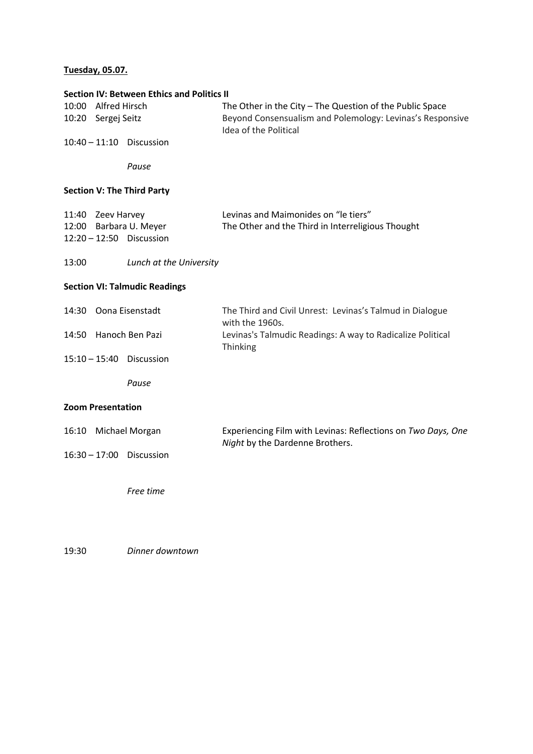**Tuesday, 05.07.**

**Section IV: Between Ethics and Politics II**

10:00 Alfred Hirsch — The Other in the City – The Question of the Public Space

10:20 Sergej Seitz — Beyond Consensualism and Polemology: Levinas's Responsive Idea of the Political

10:40 – 11:10 Discussion

*Pause*

**Section V: The Third Party**

11:40 Zeev Harvey — Levinas and Maimonides on "le tiers"

12:00 Barbara U. Meyer — The Other and the Third in Interreligious Thought

12:20 – 12:50 Discussion

13:00 *Lunch at the University*

**Section VI: Talmudic Readings**

14:30 Oona Eisenstadt — The Third and Civil Unrest: Levinas's Talmud in Dialogue with the 1960s.

14:50 Hanoch Ben Pazi — Levinas's Talmudic Readings: A way to Radicalize Political Thinking

15:10 – 15:40 Discussion

*Pause*

**Zoom Presentation**

16:10 Michael Morgan — Experiencing Film with Levinas: Reflections on *Two Days, One Night* by the Dardenne Brothers.

16:30 – 17:00 Discussion

*Free time*

19:30 *Dinner downtown*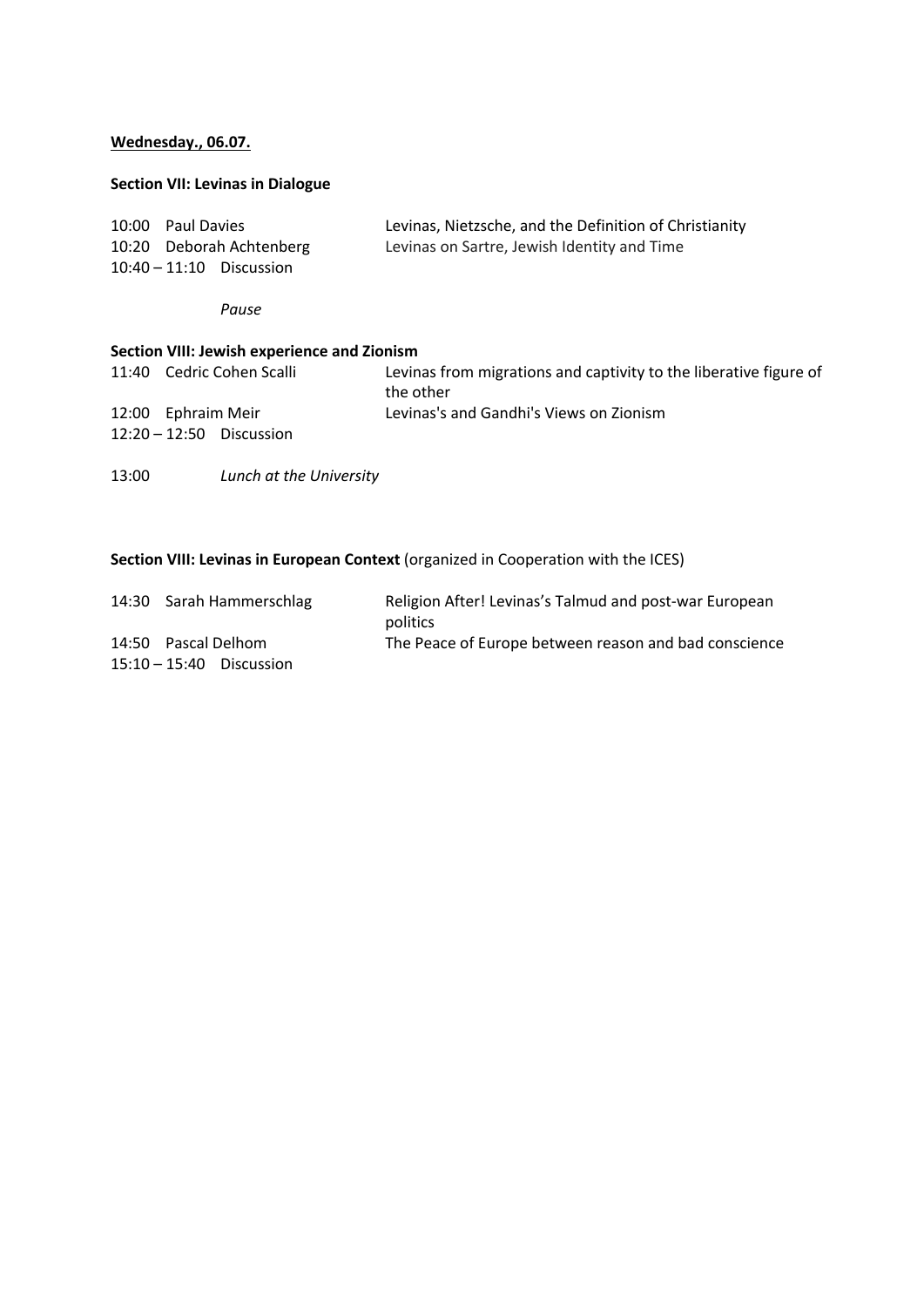**Wednesday., 06.07.**

**Section VII: Levinas in Dialogue**

| | | |
|---|---|---|
| 10:00 | Paul Davies | Levinas, Nietzsche, and the Definition of Christianity |
| 10:20 | Deborah Achtenberg | Levinas on Sartre, Jewish Identity and Time |
| 10:40 – 11:10 | Discussion | |

*Pause*

**Section VIII: Jewish experience and Zionism**

| | | |
|---|---|---|
| 11:40 | Cedric Cohen Scalli | Levinas from migrations and captivity to the liberative figure of the other |
| 12:00 | Ephraim Meir | Levinas's and Gandhi's Views on Zionism |
| 12:20 – 12:50 | Discussion | |

13:00 *Lunch at the University*

**Section VIII: Levinas in European Context** (organized in Cooperation with the ICES)

| | | |
|---|---|---|
| 14:30 | Sarah Hammerschlag | Religion After! Levinas's Talmud and post-war European politics |
| 14:50 | Pascal Delhom | The Peace of Europe between reason and bad conscience |
| 15:10 – 15:40 | Discussion | |